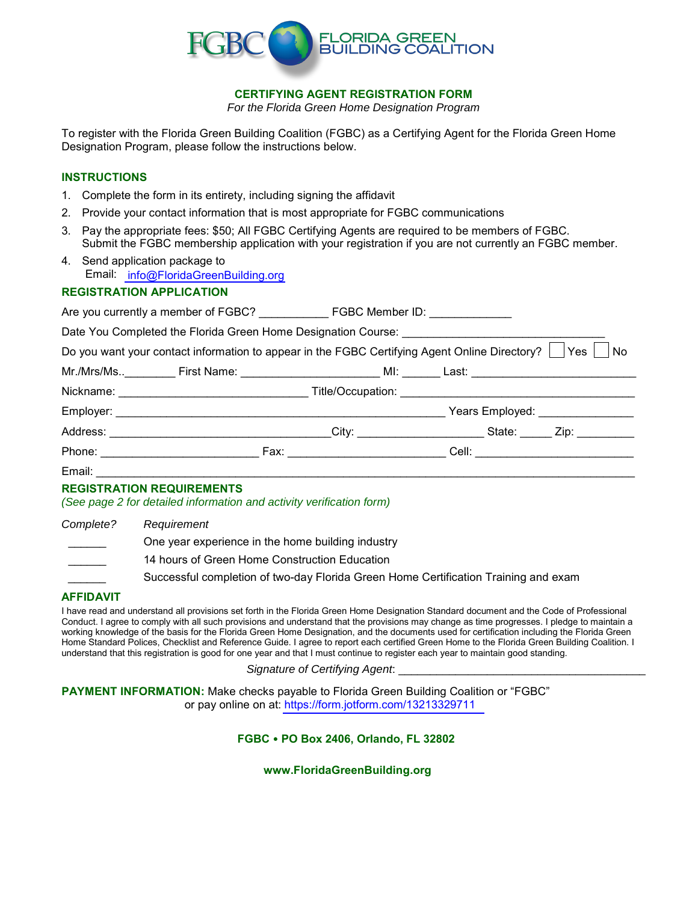FGBC FLORIDA GREEN BUILDING COALITION

# CERTIFYING AGENT REGISTRATION FORM

*For the Florida Green Home Designation Program*

To register with the Florida Green Building Coalition (FGBC) as a Certifying Agent for the Florida Green Home Designation Program, please follow the instructions below.

## INSTRUCTIONS

1. Complete the form in its entirety, including signing the affidavit
2. Provide your contact information that is most appropriate for FGBC communications
3. Pay the appropriate fees: $50; All FGBC Certifying Agents are required to be members of FGBC. Submit the FGBC membership application with your registration if you are not currently an FGBC member.
4. Send application package to
   Email: info@FloridaGreenBuilding.org

## REGISTRATION APPLICATION

Are you currently a member of FGBC? ___________ FGBC Member ID: _____________

Date You Completed the Florida Green Home Designation Course: _______________________________

Do you want your contact information to appear in the FGBC Certifying Agent Online Directory? ☐ Yes ☐ No

Mr./Mrs/Ms..________ First Name: ______________________ MI: ______ Last: _________________________

Nickname: _____________________________ Title/Occupation: ____________________________________

Employer: ___________________________________________________ Years Employed: _______________

Address: __________________________________City: ___________________ State: _____ Zip: _________

Phone: ________________________ Fax: ________________________ Cell: ________________________

Email: ______________________________________________________________________________________

## REGISTRATION REQUIREMENTS

*(See page 2 for detailed information and activity verification form)*

| *Complete?* | *Requirement* |
|---|---|
| ______ | One year experience in the home building industry |
| ______ | 14 hours of Green Home Construction Education |
| ______ | Successful completion of two-day Florida Green Home Certification Training and exam |

## AFFIDAVIT

I have read and understand all provisions set forth in the Florida Green Home Designation Standard document and the Code of Professional Conduct. I agree to comply with all such provisions and understand that the provisions may change as time progresses. I pledge to maintain a working knowledge of the basis for the Florida Green Home Designation, and the documents used for certification including the Florida Green Home Standard Polices, Checklist and Reference Guide. I agree to report each certified Green Home to the Florida Green Building Coalition. I understand that this registration is good for one year and that I must continue to register each year to maintain good standing.

*Signature of Certifying Agent*: ______________________________________

**PAYMENT INFORMATION:** Make checks payable to Florida Green Building Coalition or "FGBC" or pay online on at: https://form.jotform.com/13213329711

**FGBC • PO Box 2406, Orlando, FL 32802**

**www.FloridaGreenBuilding.org**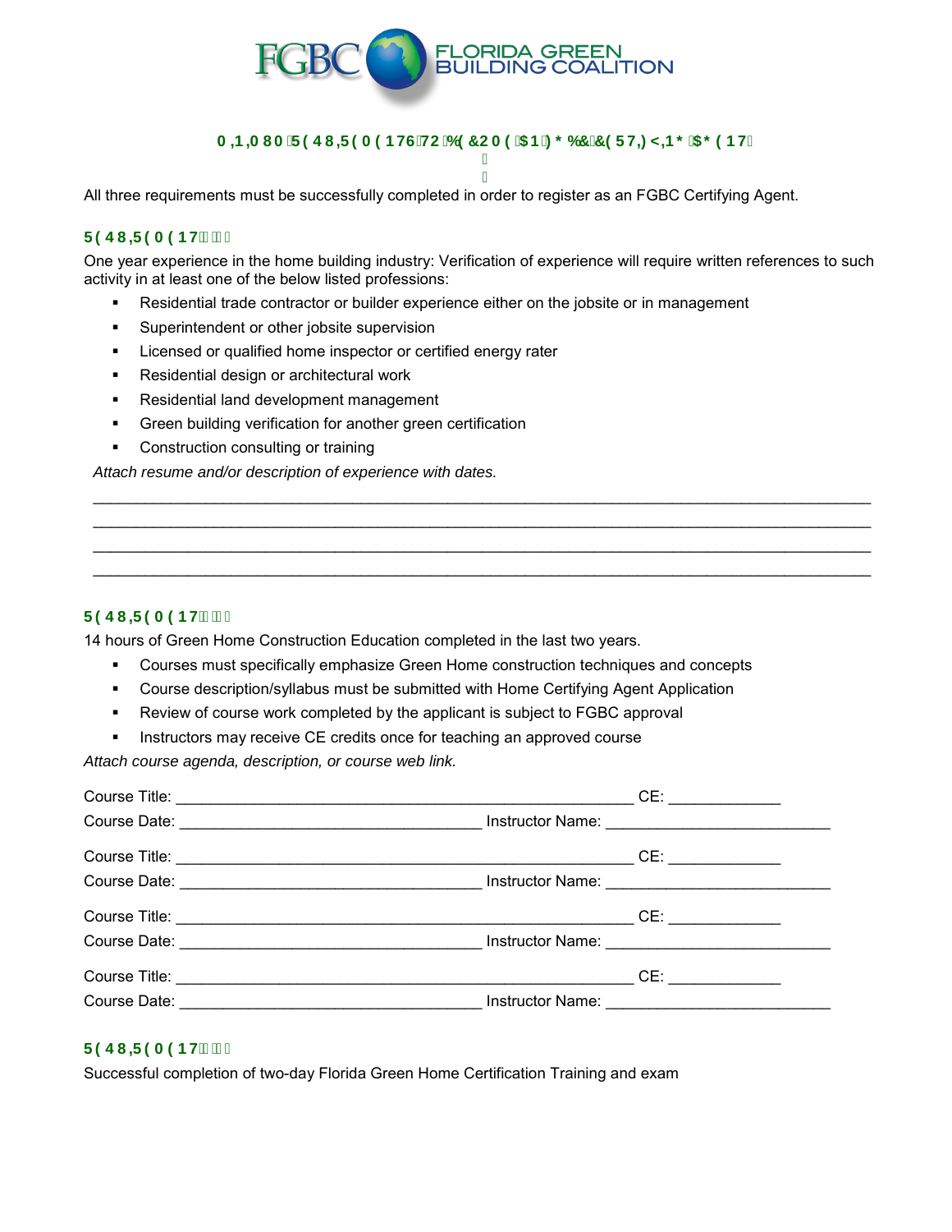**MINIMUM REQUIREMENTS TO BECOME AN FGBC CERTIFYING AGENT:**

All three requirements must be successfully completed in order to register as an FGBC Certifying Agent.

### REQUIREMENT 1:

One year experience in the home building industry: Verification of experience will require written references to such activity in at least one of the below listed professions:

- Residential trade contractor or builder experience either on the jobsite or in management
- Superintendent or other jobsite supervision
- Licensed or qualified home inspector or certified energy rater
- Residential design or architectural work
- Residential land development management
- Green building verification for another green certification
- Construction consulting or training

*Attach resume and/or description of experience with dates.*

______________________________________________________________________________________

______________________________________________________________________________________

______________________________________________________________________________________

______________________________________________________________________________________

### REQUIREMENT 2:

14 hours of Green Home Construction Education completed in the last two years.

- Courses must specifically emphasize Green Home construction techniques and concepts
- Course description/syllabus must be submitted with Home Certifying Agent Application
- Review of course work completed by the applicant is subject to FGBC approval
- Instructors may receive CE credits once for teaching an approved course

*Attach course agenda, description, or course web link.*

Course Title: ______________________________________________ CE: ____________
Course Date: ______________________________ Instructor Name: _______________________

Course Title: ______________________________________________ CE: ____________
Course Date: ______________________________ Instructor Name: _______________________

Course Title: ______________________________________________ CE: ____________
Course Date: ______________________________ Instructor Name: _______________________

Course Title: ______________________________________________ CE: ____________
Course Date: ______________________________ Instructor Name: _______________________

### REQUIREMENT 3:

Successful completion of two-day Florida Green Home Certification Training and exam